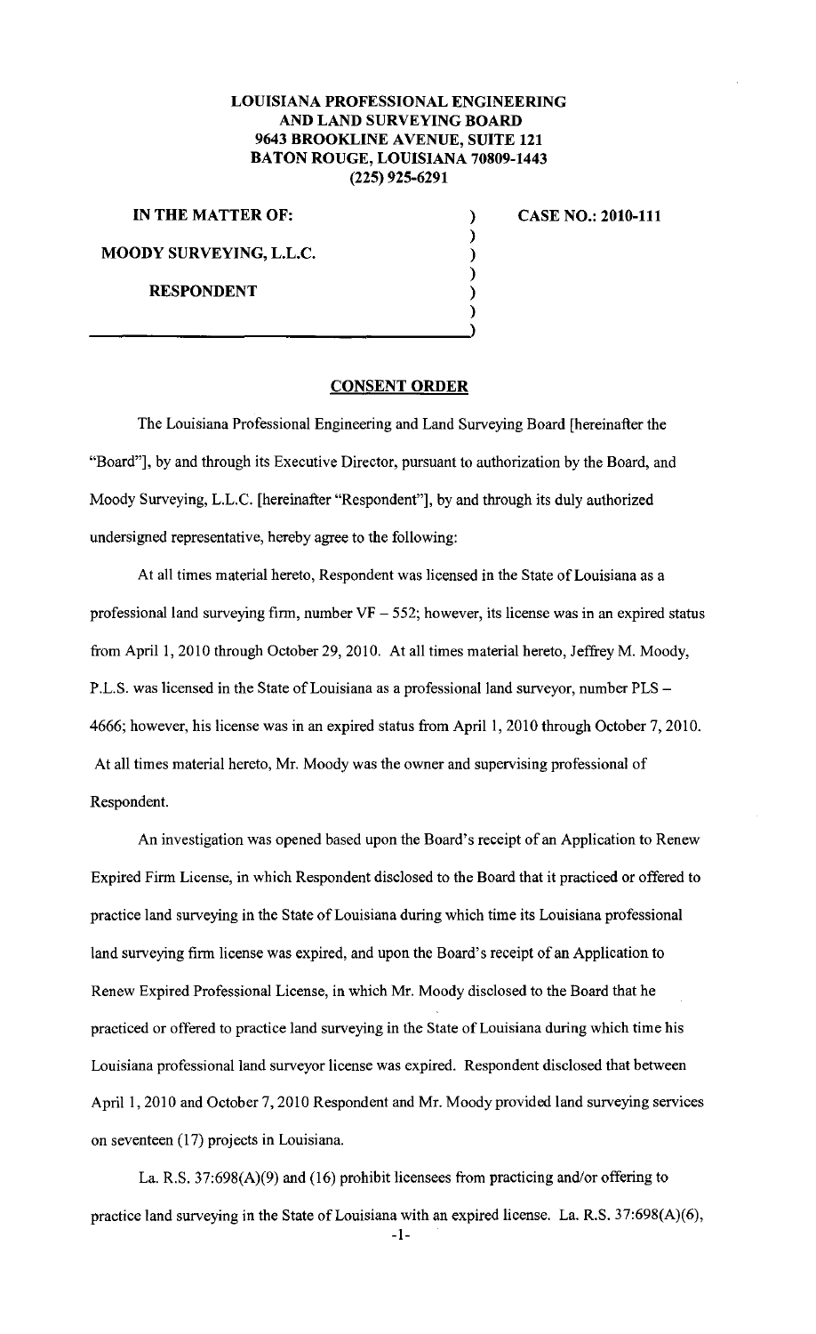**LOUISIANA PROFESSIONAL ENGINEERING AND LAND SURVEYING BOARD**
**9643 BROOKLINE AVENUE, SUITE 121**
**BATON ROUGE, LOUISIANA 70809-1443**
**(225) 925-6291**

**IN THE MATTER OF:**

**MOODY SURVEYING, L.L.C.**

**RESPONDENT**

**CASE NO.: 2010-111**

## CONSENT ORDER

The Louisiana Professional Engineering and Land Surveying Board [hereinafter the "Board"], by and through its Executive Director, pursuant to authorization by the Board, and Moody Surveying, L.L.C. [hereinafter "Respondent"], by and through its duly authorized undersigned representative, hereby agree to the following:

At all times material hereto, Respondent was licensed in the State of Louisiana as a professional land surveying firm, number VF – 552; however, its license was in an expired status from April 1, 2010 through October 29, 2010. At all times material hereto, Jeffrey M. Moody, P.L.S. was licensed in the State of Louisiana as a professional land surveyor, number PLS – 4666; however, his license was in an expired status from April 1, 2010 through October 7, 2010. At all times material hereto, Mr. Moody was the owner and supervising professional of Respondent.

An investigation was opened based upon the Board's receipt of an Application to Renew Expired Firm License, in which Respondent disclosed to the Board that it practiced or offered to practice land surveying in the State of Louisiana during which time its Louisiana professional land surveying firm license was expired, and upon the Board's receipt of an Application to Renew Expired Professional License, in which Mr. Moody disclosed to the Board that he practiced or offered to practice land surveying in the State of Louisiana during which time his Louisiana professional land surveyor license was expired. Respondent disclosed that between April 1, 2010 and October 7, 2010 Respondent and Mr. Moody provided land surveying services on seventeen (17) projects in Louisiana.

La. R.S. 37:698(A)(9) and (16) prohibit licensees from practicing and/or offering to practice land surveying in the State of Louisiana with an expired license. La. R.S. 37:698(A)(6),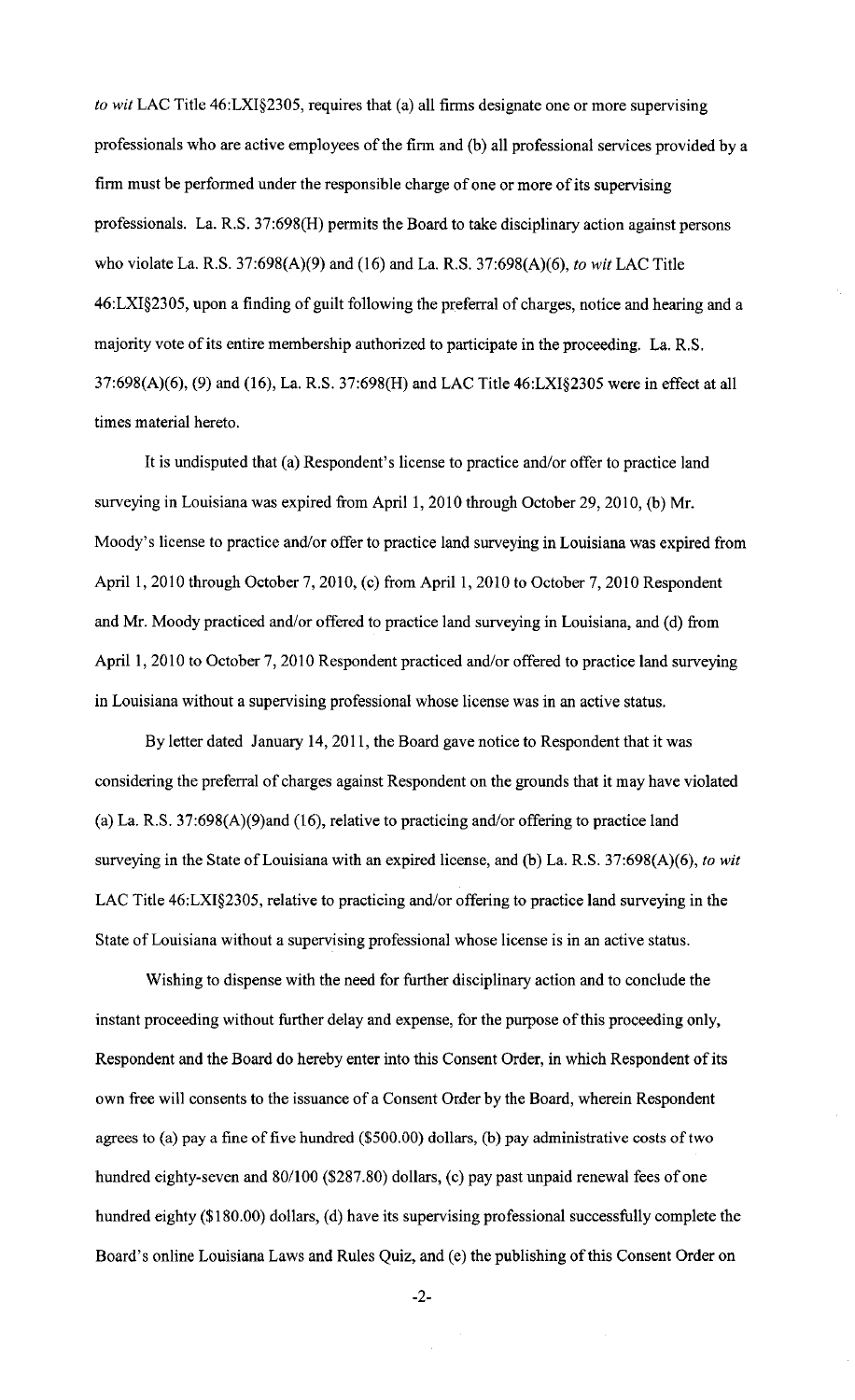*to wit* LAC Title 46:LXI§2305, requires that (a) all firms designate one or more supervising professionals who are active employees of the firm and (b) all professional services provided by a firm must be performed under the responsible charge of one or more of its supervising professionals. La. R.S. 37:698(H) permits the Board to take disciplinary action against persons who violate La. R.S. 37:698(A)(9) and (16) and La. R.S. 37:698(A)(6), *to wit* LAC Title 46:LXI§2305, upon a finding of guilt following the preferral of charges, notice and hearing and a majority vote of its entire membership authorized to participate in the proceeding. La. R.S. 37:698(A)(6), (9) and (16), La. R.S. 37:698(H) and LAC Title 46:LXI§2305 were in effect at all times material hereto.

It is undisputed that (a) Respondent's license to practice and/or offer to practice land surveying in Louisiana was expired from April 1, 2010 through October 29, 2010, (b) Mr. Moody's license to practice and/or offer to practice land surveying in Louisiana was expired from April 1, 2010 through October 7, 2010, (c) from April 1, 2010 to October 7, 2010 Respondent and Mr. Moody practiced and/or offered to practice land surveying in Louisiana, and (d) from April 1, 2010 to October 7, 2010 Respondent practiced and/or offered to practice land surveying in Louisiana without a supervising professional whose license was in an active status.

By letter dated January 14, 2011, the Board gave notice to Respondent that it was considering the preferral of charges against Respondent on the grounds that it may have violated (a) La. R.S. 37:698(A)(9)and (16), relative to practicing and/or offering to practice land surveying in the State of Louisiana with an expired license, and (b) La. R.S. 37:698(A)(6), *to wit* LAC Title 46:LXI§2305, relative to practicing and/or offering to practice land surveying in the State of Louisiana without a supervising professional whose license is in an active status.

Wishing to dispense with the need for further disciplinary action and to conclude the instant proceeding without further delay and expense, for the purpose of this proceeding only, Respondent and the Board do hereby enter into this Consent Order, in which Respondent of its own free will consents to the issuance of a Consent Order by the Board, wherein Respondent agrees to (a) pay a fine of five hundred ($500.00) dollars, (b) pay administrative costs of two hundred eighty-seven and 80/100 ($287.80) dollars, (c) pay past unpaid renewal fees of one hundred eighty ($180.00) dollars, (d) have its supervising professional successfully complete the Board's online Louisiana Laws and Rules Quiz, and (e) the publishing of this Consent Order on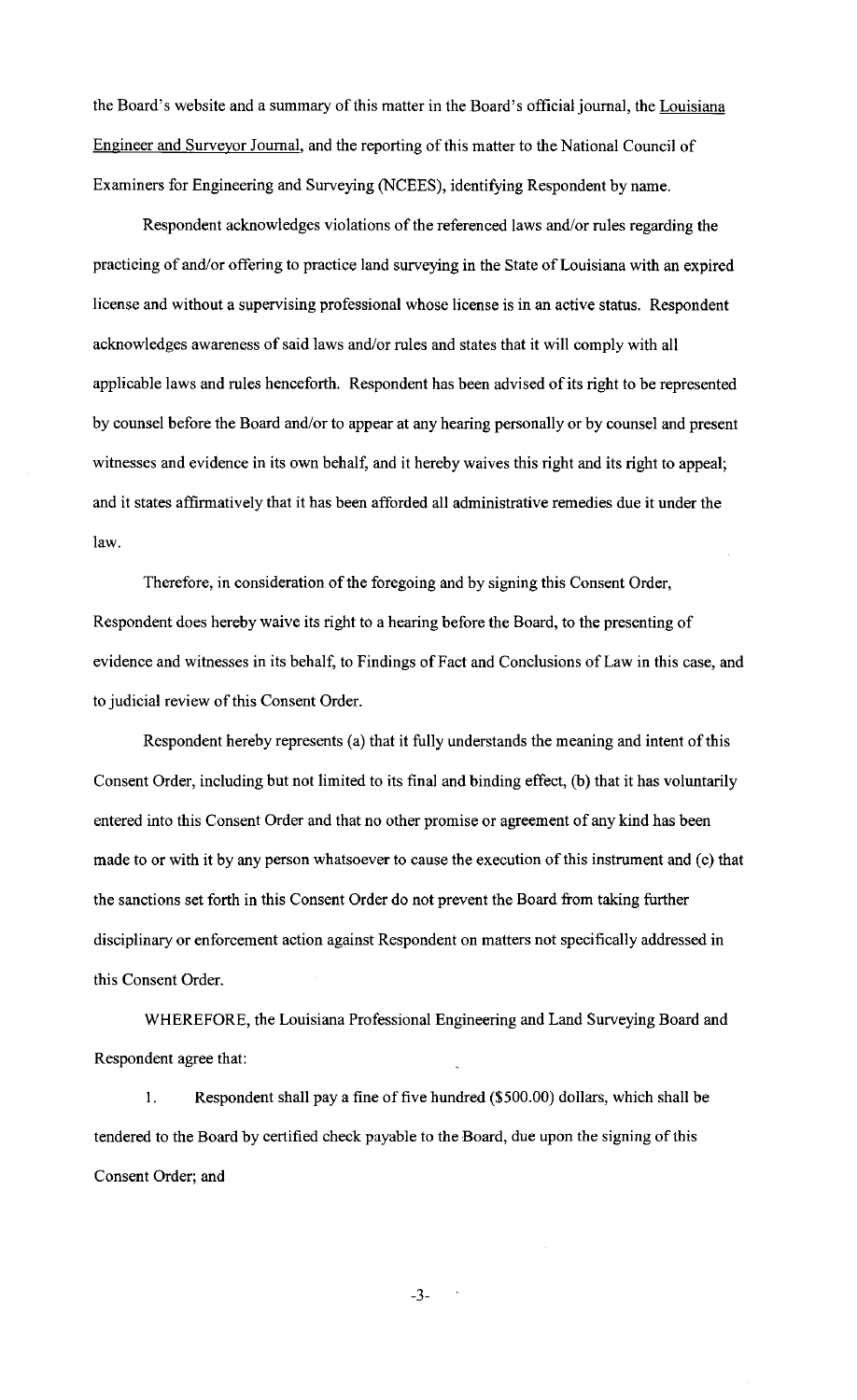the Board's website and a summary of this matter in the Board's official journal, the Louisiana Engineer and Surveyor Journal, and the reporting of this matter to the National Council of Examiners for Engineering and Surveying (NCEES), identifying Respondent by name.

Respondent acknowledges violations of the referenced laws and/or rules regarding the practicing of and/or offering to practice land surveying in the State of Louisiana with an expired license and without a supervising professional whose license is in an active status. Respondent acknowledges awareness of said laws and/or rules and states that it will comply with all applicable laws and rules henceforth. Respondent has been advised of its right to be represented by counsel before the Board and/or to appear at any hearing personally or by counsel and present witnesses and evidence in its own behalf, and it hereby waives this right and its right to appeal; and it states affirmatively that it has been afforded all administrative remedies due it under the law.

Therefore, in consideration of the foregoing and by signing this Consent Order, Respondent does hereby waive its right to a hearing before the Board, to the presenting of evidence and witnesses in its behalf, to Findings of Fact and Conclusions of Law in this case, and to judicial review of this Consent Order.

Respondent hereby represents (a) that it fully understands the meaning and intent of this Consent Order, including but not limited to its final and binding effect, (b) that it has voluntarily entered into this Consent Order and that no other promise or agreement of any kind has been made to or with it by any person whatsoever to cause the execution of this instrument and (c) that the sanctions set forth in this Consent Order do not prevent the Board from taking further disciplinary or enforcement action against Respondent on matters not specifically addressed in this Consent Order.

WHEREFORE, the Louisiana Professional Engineering and Land Surveying Board and Respondent agree that:

1. Respondent shall pay a fine of five hundred ($500.00) dollars, which shall be tendered to the Board by certified check payable to the Board, due upon the signing of this Consent Order; and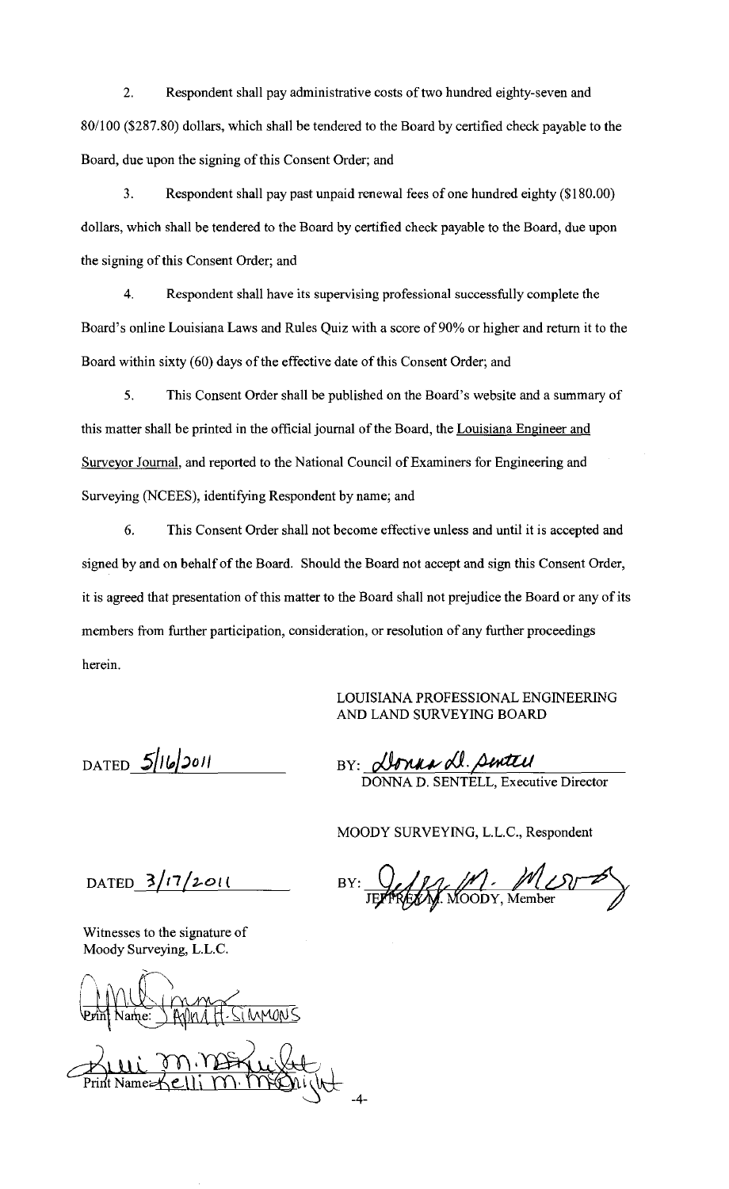2. Respondent shall pay administrative costs of two hundred eighty-seven and 80/100 ($287.80) dollars, which shall be tendered to the Board by certified check payable to the Board, due upon the signing of this Consent Order; and

3. Respondent shall pay past unpaid renewal fees of one hundred eighty ($180.00) dollars, which shall be tendered to the Board by certified check payable to the Board, due upon the signing of this Consent Order; and

4. Respondent shall have its supervising professional successfully complete the Board's online Louisiana Laws and Rules Quiz with a score of 90% or higher and return it to the Board within sixty (60) days of the effective date of this Consent Order; and

5. This Consent Order shall be published on the Board's website and a summary of this matter shall be printed in the official journal of the Board, the Louisiana Engineer and Surveyor Journal, and reported to the National Council of Examiners for Engineering and Surveying (NCEES), identifying Respondent by name; and

6. This Consent Order shall not become effective unless and until it is accepted and signed by and on behalf of the Board. Should the Board not accept and sign this Consent Order, it is agreed that presentation of this matter to the Board shall not prejudice the Board or any of its members from further participation, consideration, or resolution of any further proceedings herein.

LOUISIANA PROFESSIONAL ENGINEERING AND LAND SURVEYING BOARD

DATED 5/16/2011

BY: Donna D. Sentell
DONNA D. SENTELL, Executive Director

MOODY SURVEYING, L.L.C., Respondent

DATED 3/17/2011

BY: Jeffrey M. Moody
JEFFREY M. MOODY, Member

Witnesses to the signature of Moody Surveying, L.L.C.

Print Name: April H. Simmons

Print Name: Kelli M. McKnight